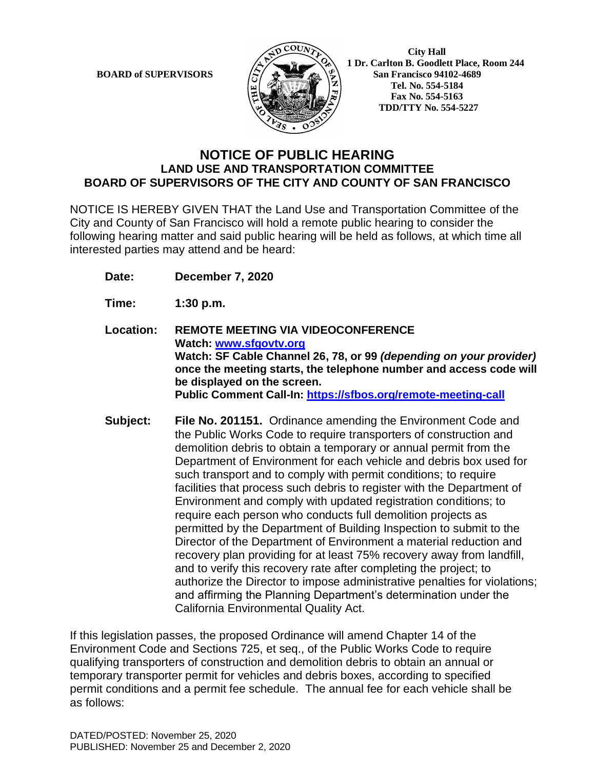**BOARD of SUPERVISORS**

**City Hall**
**1 Dr. Carlton B. Goodlett Place, Room 244**
**San Francisco 94102-4689**
**Tel. No. 554-5184**
**Fax No. 554-5163**
**TDD/TTY No. 554-5227**

# NOTICE OF PUBLIC HEARING

## LAND USE AND TRANSPORTATION COMMITTEE

## BOARD OF SUPERVISORS OF THE CITY AND COUNTY OF SAN FRANCISCO

NOTICE IS HEREBY GIVEN THAT the Land Use and Transportation Committee of the City and County of San Francisco will hold a remote public hearing to consider the following hearing matter and said public hearing will be held as follows, at which time all interested parties may attend and be heard:

**Date:** **December 7, 2020**

**Time:** **1:30 p.m.**

**Location:** **REMOTE MEETING VIA VIDEOCONFERENCE**
**Watch: www.sfgovtv.org**
**Watch: SF Cable Channel 26, 78, or 99** ***(depending on your provider)*** **once the meeting starts, the telephone number and access code will be displayed on the screen.**
**Public Comment Call-In: https://sfbos.org/remote-meeting-call**

**Subject:** **File No. 201151.** Ordinance amending the Environment Code and the Public Works Code to require transporters of construction and demolition debris to obtain a temporary or annual permit from the Department of Environment for each vehicle and debris box used for such transport and to comply with permit conditions; to require facilities that process such debris to register with the Department of Environment and comply with updated registration conditions; to require each person who conducts full demolition projects as permitted by the Department of Building Inspection to submit to the Director of the Department of Environment a material reduction and recovery plan providing for at least 75% recovery away from landfill, and to verify this recovery rate after completing the project; to authorize the Director to impose administrative penalties for violations; and affirming the Planning Department's determination under the California Environmental Quality Act.

If this legislation passes, the proposed Ordinance will amend Chapter 14 of the Environment Code and Sections 725, et seq., of the Public Works Code to require qualifying transporters of construction and demolition debris to obtain an annual or temporary transporter permit for vehicles and debris boxes, according to specified permit conditions and a permit fee schedule. The annual fee for each vehicle shall be as follows:

DATED/POSTED: November 25, 2020
PUBLISHED: November 25 and December 2, 2020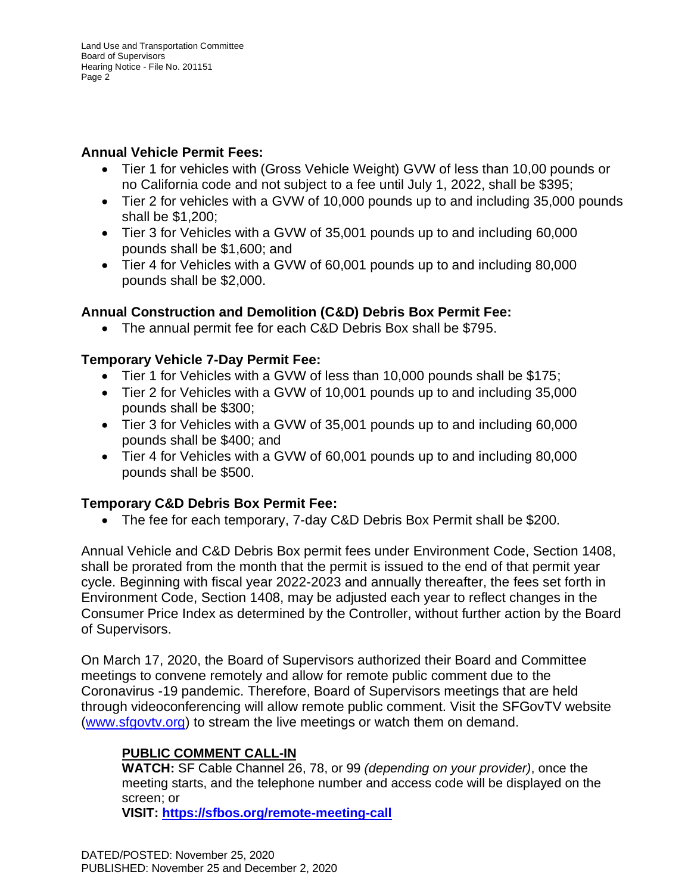**Annual Vehicle Permit Fees:**

- Tier 1 for vehicles with (Gross Vehicle Weight) GVW of less than 10,00 pounds or no California code and not subject to a fee until July 1, 2022, shall be $395;
- Tier 2 for vehicles with a GVW of 10,000 pounds up to and including 35,000 pounds shall be $1,200;
- Tier 3 for Vehicles with a GVW of 35,001 pounds up to and including 60,000 pounds shall be $1,600; and
- Tier 4 for Vehicles with a GVW of 60,001 pounds up to and including 80,000 pounds shall be $2,000.

**Annual Construction and Demolition (C&D) Debris Box Permit Fee:**

- The annual permit fee for each C&D Debris Box shall be $795.

**Temporary Vehicle 7-Day Permit Fee:**

- Tier 1 for Vehicles with a GVW of less than 10,000 pounds shall be $175;
- Tier 2 for Vehicles with a GVW of 10,001 pounds up to and including 35,000 pounds shall be $300;
- Tier 3 for Vehicles with a GVW of 35,001 pounds up to and including 60,000 pounds shall be $400; and
- Tier 4 for Vehicles with a GVW of 60,001 pounds up to and including 80,000 pounds shall be $500.

**Temporary C&D Debris Box Permit Fee:**

- The fee for each temporary, 7-day C&D Debris Box Permit shall be $200.

Annual Vehicle and C&D Debris Box permit fees under Environment Code, Section 1408, shall be prorated from the month that the permit is issued to the end of that permit year cycle. Beginning with fiscal year 2022-2023 and annually thereafter, the fees set forth in Environment Code, Section 1408, may be adjusted each year to reflect changes in the Consumer Price Index as determined by the Controller, without further action by the Board of Supervisors.

On March 17, 2020, the Board of Supervisors authorized their Board and Committee meetings to convene remotely and allow for remote public comment due to the Coronavirus -19 pandemic. Therefore, Board of Supervisors meetings that are held through videoconferencing will allow remote public comment. Visit the SFGovTV website (www.sfgovtv.org) to stream the live meetings or watch them on demand.

**PUBLIC COMMENT CALL-IN**

**WATCH:** SF Cable Channel 26, 78, or 99 *(depending on your provider)*, once the meeting starts, and the telephone number and access code will be displayed on the screen; or

**VISIT: https://sfbos.org/remote-meeting-call**

DATED/POSTED: November 25, 2020
PUBLISHED: November 25 and December 2, 2020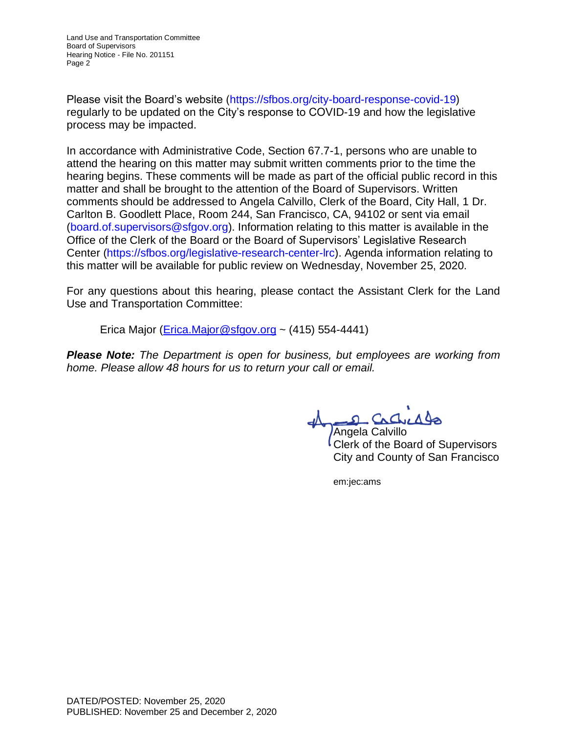Please visit the Board's website (https://sfbos.org/city-board-response-covid-19) regularly to be updated on the City's response to COVID-19 and how the legislative process may be impacted.

In accordance with Administrative Code, Section 67.7-1, persons who are unable to attend the hearing on this matter may submit written comments prior to the time the hearing begins. These comments will be made as part of the official public record in this matter and shall be brought to the attention of the Board of Supervisors. Written comments should be addressed to Angela Calvillo, Clerk of the Board, City Hall, 1 Dr. Carlton B. Goodlett Place, Room 244, San Francisco, CA, 94102 or sent via email (board.of.supervisors@sfgov.org). Information relating to this matter is available in the Office of the Clerk of the Board or the Board of Supervisors' Legislative Research Center (https://sfbos.org/legislative-research-center-lrc). Agenda information relating to this matter will be available for public review on Wednesday, November 25, 2020.

For any questions about this hearing, please contact the Assistant Clerk for the Land Use and Transportation Committee:

Erica Major (Erica.Major@sfgov.org ~ (415) 554-4441)

***Please Note:** The Department is open for business, but employees are working from home. Please allow 48 hours for us to return your call or email.*

Angela Calvillo
Clerk of the Board of Supervisors
City and County of San Francisco

em:jec:ams

DATED/POSTED: November 25, 2020
PUBLISHED: November 25 and December 2, 2020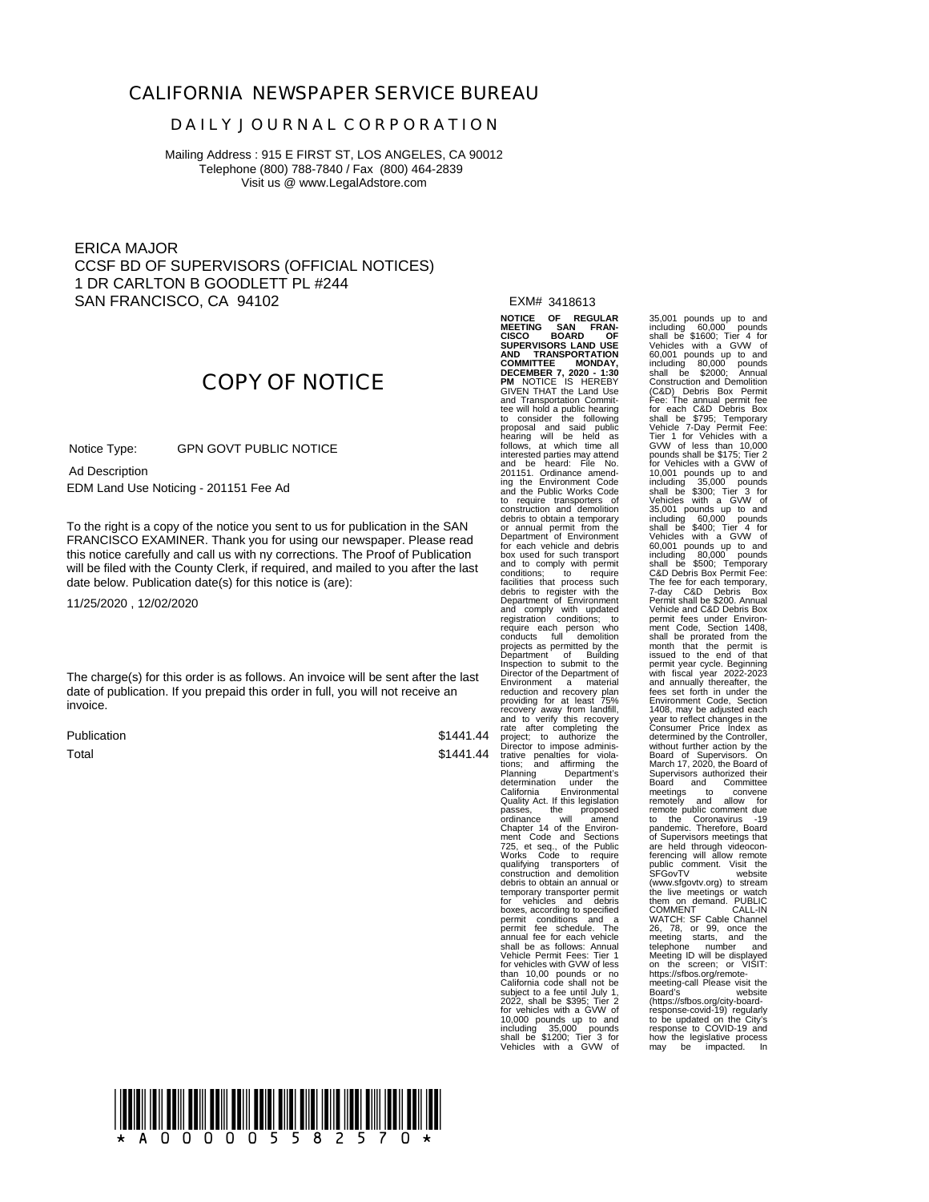# CALIFORNIA NEWSPAPER SERVICE BUREAU

## DAILY JOURNAL CORPORATION

Mailing Address : 915 E FIRST ST, LOS ANGELES, CA 90012
Telephone (800) 788-7840 / Fax (800) 464-2839
Visit us @ www.LegalAdstore.com

ERICA MAJOR
CCSF BD OF SUPERVISORS (OFFICIAL NOTICES)
1 DR CARLTON B GOODLETT PL #244
SAN FRANCISCO, CA 94102

## COPY OF NOTICE

Notice Type: GPN GOVT PUBLIC NOTICE

Ad Description

EDM Land Use Noticing - 201151 Fee Ad

To the right is a copy of the notice you sent to us for publication in the SAN FRANCISCO EXAMINER. Thank you for using our newspaper. Please read this notice carefully and call us with ny corrections. The Proof of Publication will be filed with the County Clerk, if required, and mailed to you after the last date below. Publication date(s) for this notice is (are):

11/25/2020 , 12/02/2020

The charge(s) for this order is as follows. An invoice will be sent after the last date of publication. If you prepaid this order in full, you will not receive an invoice.

| | |
|---|---|
| Publication | $1441.44 |
| Total | $1441.44 |

EXM# 3418613

**NOTICE OF REGULAR MEETING SAN FRANCISCO BOARD OF SUPERVISORS LAND USE AND TRANSPORTATION COMMITTEE MONDAY, DECEMBER 7, 2020 - 1:30 PM** NOTICE IS HEREBY GIVEN THAT the Land Use and Transportation Committee will hold a public hearing to consider the following proposal and said public hearing will be held as follows, at which time all interested parties may attend and be heard: File No. 201151. Ordinance amending the Environment Code and the Public Works Code to require transporters of construction and demolition debris to obtain a temporary or annual permit from the Department of Environment for each vehicle and debris box used for such transport and to comply with permit conditions; to require facilities that process such debris to register with the Department of Environment and comply with updated registration conditions; to require each person who conducts full demolition projects as permitted by the Department of Building Inspection to submit to the Director of the Department of Environment a material reduction and recovery plan providing for at least 75% recovery away from landfill, and to verify this recovery rate after completing the project; to authorize the Director to impose administrative penalties for violations; and affirming the Planning Department's determination under the California Environmental Quality Act. If this legislation passes, the proposed ordinance will amend Chapter 14 of the Environment Code and Sections 725, et seq., of the Public Works Code to require qualifying transporters of construction and demolition debris to obtain an annual or temporary transporter permit for vehicles and debris boxes, according to specified permit conditions and a permit fee schedule. The annual fee for each vehicle shall be as follows: Annual Vehicle Permit Fees: Tier 1 for vehicles with GVW of less than 10,00 pounds or no California code shall not be subject to a fee until July 1, 2022, shall be $395; Tier 2 for vehicles with a GVW of 10,000 pounds up to and including 35,000 pounds shall be $1200; Tier 3 for Vehicles with a GVW of 35,001 pounds up to and including 60,000 pounds shall be $1600; Tier 4 for Vehicles with a GVW of 60,001 pounds up to and including 80,000 pounds shall be $2000; Annual Construction and Demolition (C&D) Debris Box Permit Fee: The annual permit fee for each C&D Debris Box shall be $795; Temporary Vehicle 7-Day Permit Fee: Tier 1 for Vehicles with a GVW of less than 10,000 pounds shall be $175; Tier 2 for Vehicles with a GVW of 10,001 pounds up to and including 35,000 pounds shall be $300; Tier 3 for Vehicles with a GVW of 35,001 pounds up to and including 60,000 pounds shall be $400; Tier 4 for Vehicles with a GVW of 60,001 pounds up to and including 80,000 pounds shall be $500; Temporary C&D Debris Box Permit Fee: The fee for each temporary, 7-day C&D Debris Box Permit shall be $200. Annual Vehicle and C&D Debris Box permit fees under Environment Code, Section 1408, shall be prorated from the month that the permit is issued to the end of that permit year cycle. Beginning with fiscal year 2022-2023 and annually thereafter, the fees set forth in under the Environment Code, Section 1408, may be adjusted each year to reflect changes in the Consumer Price Index as determined by the Controller, without further action by the Board of Supervisors. On March 17, 2020, the Board of Supervisors authorized their Board and Committee meetings to convene remotely and allow for remote public comment due to the Coronavirus -19 pandemic. Therefore, Board of Supervisors meetings that are held through videoconferencing will allow remote public comment. Visit the SFGovTV website (www.sfgovtv.org) to stream the live meetings or watch them on demand. PUBLIC COMMENT CALL-IN WATCH: SF Cable Channel 26, 78, or 99, once the meeting starts, and the telephone number and Meeting ID will be displayed on the screen; or VISIT: https://sfbos.org/remote-meeting-call Please visit the Board's website (https://sfbos.org/city-board-response-covid-19) regularly to be updated on the City's response to COVID-19 and how the legislative process may be impacted. In

\* A 0 0 0 0 0 5 5 8 2 5 7 0 \*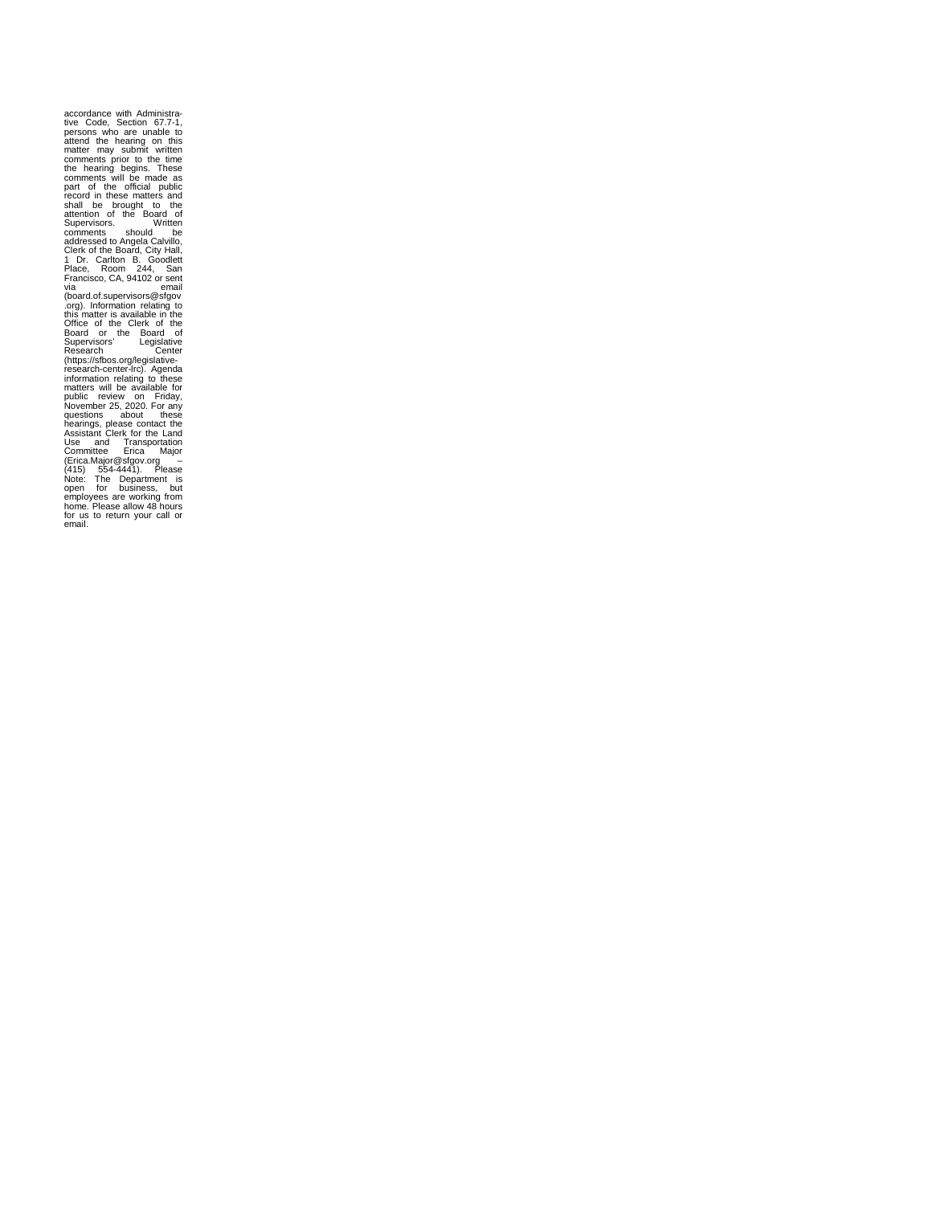accordance with Administrative Code, Section 67.7-1, persons who are unable to attend the hearing on this matter may submit written comments prior to the time the hearing begins. These comments will be made as part of the official public record in these matters and shall be brought to the attention of the Board of Supervisors. Written comments should be addressed to Angela Calvillo, Clerk of the Board, City Hall, 1 Dr. Carlton B. Goodlett Place, Room 244, San Francisco, CA, 94102 or sent via email (board.of.supervisors@sfgov.org). Information relating to this matter is available in the Office of the Clerk of the Board or the Board of Supervisors' Legislative Research Center (https://sfbos.org/legislative-research-center-lrc). Agenda information relating to these matters will be available for public review on Friday, November 25, 2020. For any questions about these hearings, please contact the Assistant Clerk for the Land Use and Transportation Committee Erica Major (Erica.Major@sfgov.org – (415) 554-4441). Please Note: The Department is open for business, but employees are working from home. Please allow 48 hours for us to return your call or email.